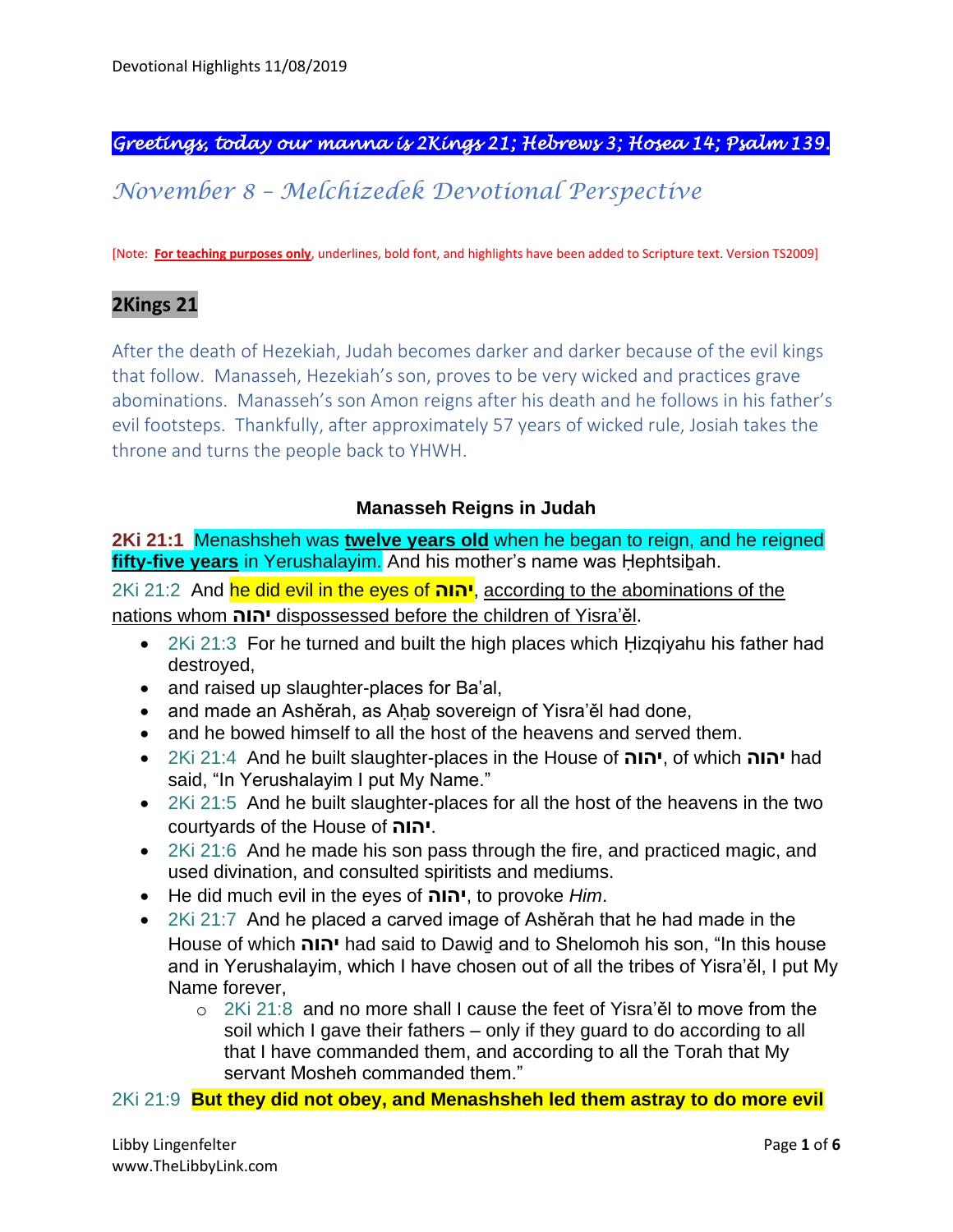**Greetings, today our manna is 2Kings 21; Hebrews 3; Hosea 14; Psalm 139.**

# November 8 – Melchizedek Devotional Perspective

[Note: **For teaching purposes only**, underlines, bold font, and highlights have been added to Scripture text. Version TS2009]

## 2Kings 21

After the death of Hezekiah, Judah becomes darker and darker because of the evil kings that follow. Manasseh, Hezekiah's son, proves to be very wicked and practices grave abominations. Manasseh's son Amon reigns after his death and he follows in his father's evil footsteps. Thankfully, after approximately 57 years of wicked rule, Josiah takes the throne and turns the people back to YHWH.

### Manasseh Reigns in Judah

**2Ki 21:1** Menashsheh was **twelve years old** when he began to reign, and he reigned **fifty-five years** in Yerushalayim. And his mother's name was Ḥephtsiḇah.

2Ki 21:2 And he did evil in the eyes of **יהוה**, according to the abominations of the nations whom **יהוה** dispossessed before the children of Yisra'ěl.

- 2Ki 21:3 For he turned and built the high places which Ḥizqiyahu his father had destroyed,
- and raised up slaughter-places for Ba'al,
- and made an Ashěrah, as Aḥaḇ sovereign of Yisra'ěl had done,
- and he bowed himself to all the host of the heavens and served them.
- 2Ki 21:4 And he built slaughter-places in the House of **יהוה**, of which **יהוה** had said, "In Yerushalayim I put My Name."
- 2Ki 21:5 And he built slaughter-places for all the host of the heavens in the two courtyards of the House of **יהוה**.
- 2Ki 21:6 And he made his son pass through the fire, and practiced magic, and used divination, and consulted spiritists and mediums.
- He did much evil in the eyes of **יהוה**, to provoke *Him*.
- 2Ki 21:7 And he placed a carved image of Ashěrah that he had made in the House of which **יהוה** had said to Dawiḏ and to Shelomoh his son, "In this house and in Yerushalayim, which I have chosen out of all the tribes of Yisra'ěl, I put My Name forever,
  - 2Ki 21:8 and no more shall I cause the feet of Yisra'ěl to move from the soil which I gave their fathers – only if they guard to do according to all that I have commanded them, and according to all the Torah that My servant Mosheh commanded them."

2Ki 21:9 **But they did not obey, and Menashsheh led them astray to do more evil**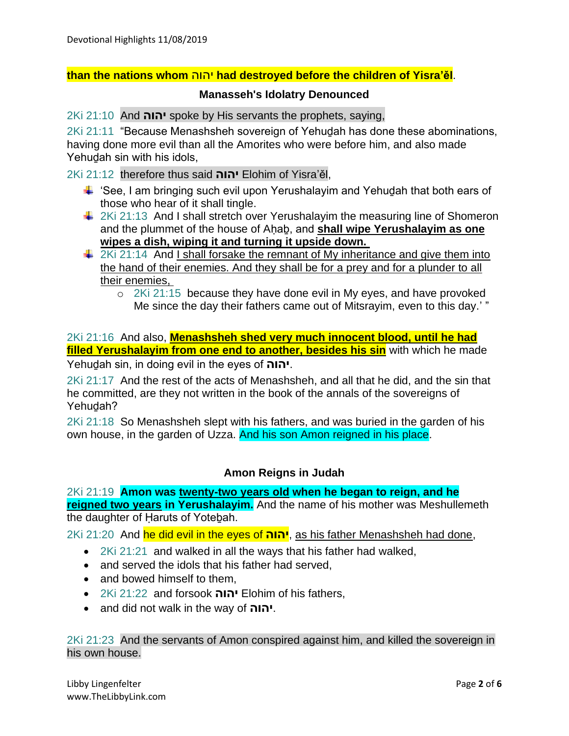**than the nations whom יהוה had destroyed before the children of Yisra'ěl**.

### Manasseh's Idolatry Denounced

2Ki 21:10  And **יהוה** spoke by His servants the prophets, saying,

2Ki 21:11  "Because Menashsheh sovereign of Yehuḏah has done these abominations, having done more evil than all the Amorites who were before him, and also made Yehuḏah sin with his idols,

2Ki 21:12  therefore thus said **יהוה** Elohim of Yisra'ěl,

- 'See, I am bringing such evil upon Yerushalayim and Yehuḏah that both ears of those who hear of it shall tingle.
- 2Ki 21:13  And I shall stretch over Yerushalayim the measuring line of Shomeron and the plummet of the house of Aḥaḇ, and **shall wipe Yerushalayim as one wipes a dish, wiping it and turning it upside down.**
- 2Ki 21:14  And I shall forsake the remnant of My inheritance and give them into the hand of their enemies. And they shall be for a prey and for a plunder to all their enemies,
  - 2Ki 21:15  because they have done evil in My eyes, and have provoked Me since the day their fathers came out of Mitsrayim, even to this day.' "

2Ki 21:16  And also, **Menashsheh shed very much innocent blood, until he had filled Yerushalayim from one end to another, besides his sin** with which he made Yehuḏah sin, in doing evil in the eyes of **יהוה**.

2Ki 21:17  And the rest of the acts of Menashsheh, and all that he did, and the sin that he committed, are they not written in the book of the annals of the sovereigns of Yehuḏah?

2Ki 21:18  So Menashsheh slept with his fathers, and was buried in the garden of his own house, in the garden of Uzza. And his son Amon reigned in his place.

### Amon Reigns in Judah

2Ki 21:19  **Amon was twenty-two years old when he began to reign, and he reigned two years in Yerushalayim.** And the name of his mother was Meshullemeth the daughter of Ḥaruts of Yoteḇah.

2Ki 21:20  And he did evil in the eyes of **יהוה**, as his father Menashsheh had done,

- 2Ki 21:21  and walked in all the ways that his father had walked,
- and served the idols that his father had served,
- and bowed himself to them,
- 2Ki 21:22  and forsook **יהוה** Elohim of his fathers,
- and did not walk in the way of **יהוה**.

2Ki 21:23  And the servants of Amon conspired against him, and killed the sovereign in his own house.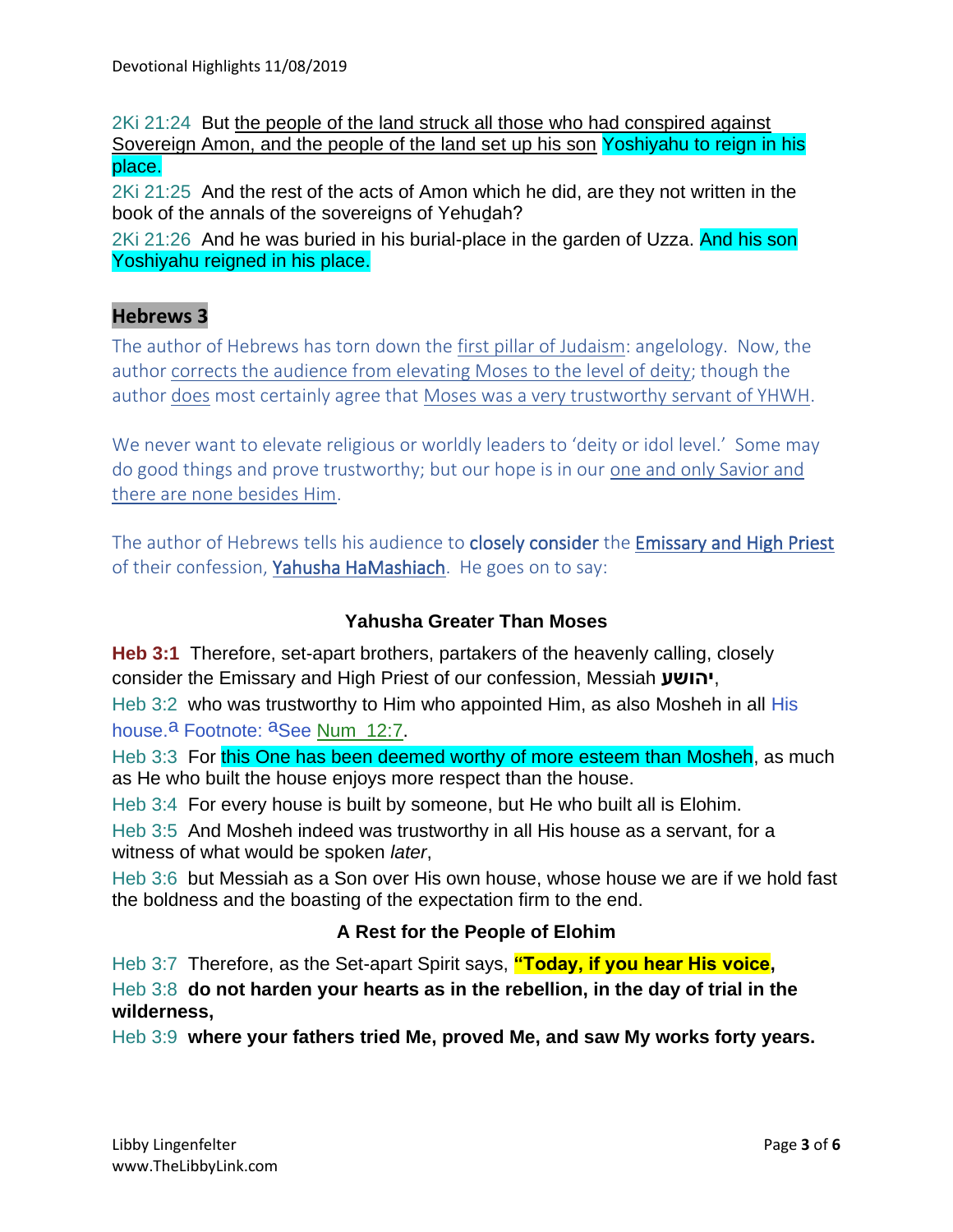2Ki 21:24 But the people of the land struck all those who had conspired against Sovereign Amon, and the people of the land set up his son Yoshiyahu to reign in his place.

2Ki 21:25 And the rest of the acts of Amon which he did, are they not written in the book of the annals of the sovereigns of Yehuḏah?

2Ki 21:26 And he was buried in his burial-place in the garden of Uzza. And his son Yoshiyahu reigned in his place.

## Hebrews 3

The author of Hebrews has torn down the first pillar of Judaism: angelology. Now, the author corrects the audience from elevating Moses to the level of deity; though the author does most certainly agree that Moses was a very trustworthy servant of YHWH.

We never want to elevate religious or worldly leaders to 'deity or idol level.' Some may do good things and prove trustworthy; but our hope is in our one and only Savior and there are none besides Him.

The author of Hebrews tells his audience to closely consider the Emissary and High Priest of their confession, Yahusha HaMashiach. He goes on to say:

### Yahusha Greater Than Moses

**Heb 3:1** Therefore, set-apart brothers, partakers of the heavenly calling, closely consider the Emissary and High Priest of our confession, Messiah **יהושע**,

Heb 3:2 who was trustworthy to Him who appointed Him, as also Mosheh in all His house.[a] Footnote: [a]See Num 12:7.

Heb 3:3 For this One has been deemed worthy of more esteem than Mosheh, as much as He who built the house enjoys more respect than the house.

Heb 3:4 For every house is built by someone, but He who built all is Elohim.

Heb 3:5 And Mosheh indeed was trustworthy in all His house as a servant, for a witness of what would be spoken *later*,

Heb 3:6 but Messiah as a Son over His own house, whose house we are if we hold fast the boldness and the boasting of the expectation firm to the end.

### A Rest for the People of Elohim

Heb 3:7 Therefore, as the Set-apart Spirit says, **"Today, if you hear His voice,**

Heb 3:8 **do not harden your hearts as in the rebellion, in the day of trial in the wilderness,**

Heb 3:9 **where your fathers tried Me, proved Me, and saw My works forty years.**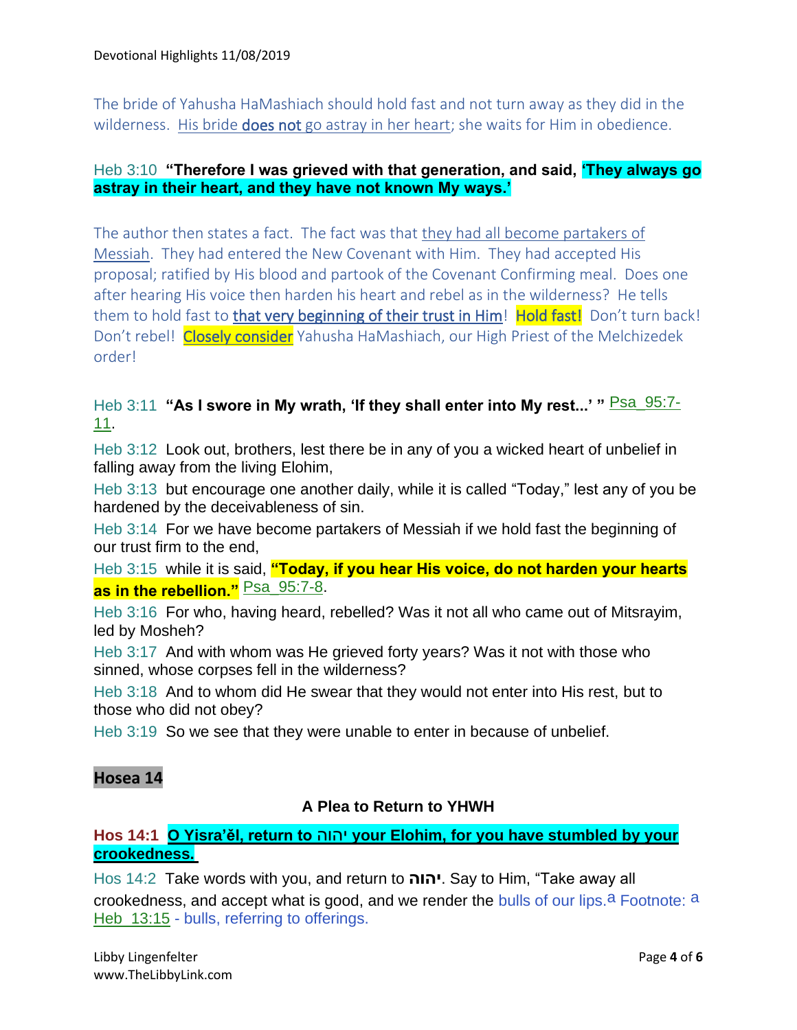The bride of Yahusha HaMashiach should hold fast and not turn away as they did in the wilderness. His bride **does not** go astray in her heart; she waits for Him in obedience.

Heb 3:10 **"Therefore I was grieved with that generation, and said, 'They always go astray in their heart, and they have not known My ways.'**

The author then states a fact. The fact was that they had all become partakers of Messiah. They had entered the New Covenant with Him. They had accepted His proposal; ratified by His blood and partook of the Covenant Confirming meal. Does one after hearing His voice then harden his heart and rebel as in the wilderness? He tells them to hold fast to that very beginning of their trust in Him! Hold fast! Don't turn back! Don't rebel! Closely consider Yahusha HaMashiach, our High Priest of the Melchizedek order!

Heb 3:11 **"As I swore in My wrath, 'If they shall enter into My rest...' "** Psa_95:7-11.

Heb 3:12 Look out, brothers, lest there be in any of you a wicked heart of unbelief in falling away from the living Elohim,

Heb 3:13 but encourage one another daily, while it is called "Today," lest any of you be hardened by the deceivableness of sin.

Heb 3:14 For we have become partakers of Messiah if we hold fast the beginning of our trust firm to the end,

Heb 3:15 while it is said, **"Today, if you hear His voice, do not harden your hearts as in the rebellion."** Psa_95:7-8.

Heb 3:16 For who, having heard, rebelled? Was it not all who came out of Mitsrayim, led by Mosheh?

Heb 3:17 And with whom was He grieved forty years? Was it not with those who sinned, whose corpses fell in the wilderness?

Heb 3:18 And to whom did He swear that they would not enter into His rest, but to those who did not obey?

Heb 3:19 So we see that they were unable to enter in because of unbelief.

## Hosea 14

### A Plea to Return to YHWH

**Hos 14:1 O Yisra'ěl, return to יהוה your Elohim, for you have stumbled by your crookedness.**

Hos 14:2 Take words with you, and return to **יהוה**. Say to Him, "Take away all crookedness, and accept what is good, and we render the bulls of our lips.[a] Footnote: [a] Heb_13:15 - bulls, referring to offerings.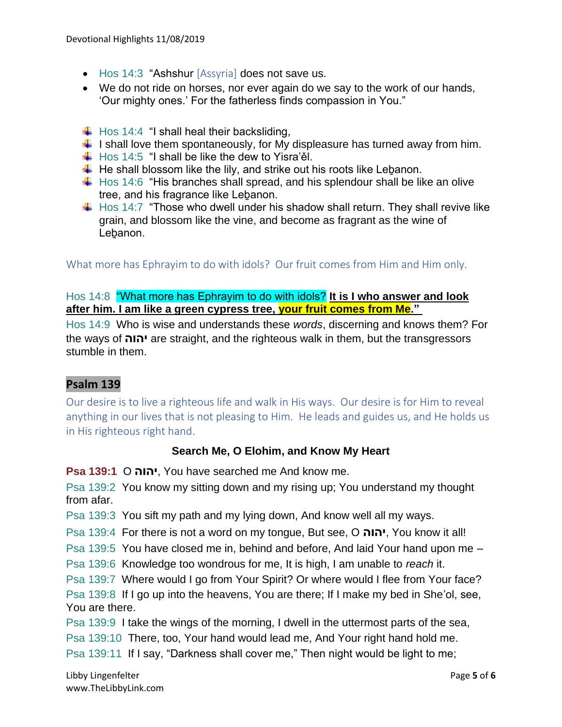- Hos 14:3 "Ashshur [Assyria] does not save us.
- We do not ride on horses, nor ever again do we say to the work of our hands, 'Our mighty ones.' For the fatherless finds compassion in You."

- Hos 14:4 "I shall heal their backsliding,
- I shall love them spontaneously, for My displeasure has turned away from him.
- Hos 14:5 "I shall be like the dew to Yisra'ěl.
- He shall blossom like the lily, and strike out his roots like Leḇanon.
- Hos 14:6 "His branches shall spread, and his splendour shall be like an olive tree, and his fragrance like Leḇanon.
- Hos 14:7 "Those who dwell under his shadow shall return. They shall revive like grain, and blossom like the vine, and become as fragrant as the wine of Leḇanon.

What more has Ephrayim to do with idols? Our fruit comes from Him and Him only.

Hos 14:8 "What more has Ephrayim to do with idols? **It is I who answer and look after him. I am like a green cypress tree, your fruit comes from Me."**

Hos 14:9 Who is wise and understands these *words*, discerning and knows them? For the ways of **יהוה** are straight, and the righteous walk in them, but the transgressors stumble in them.

## Psalm 139

Our desire is to live a righteous life and walk in His ways. Our desire is for Him to reveal anything in our lives that is not pleasing to Him. He leads and guides us, and He holds us in His righteous right hand.

### Search Me, O Elohim, and Know My Heart

**Psa 139:1** O **יהוה**, You have searched me And know me.

Psa 139:2 You know my sitting down and my rising up; You understand my thought from afar.

Psa 139:3 You sift my path and my lying down, And know well all my ways.

Psa 139:4 For there is not a word on my tongue, But see, O **יהוה**, You know it all!

Psa 139:5 You have closed me in, behind and before, And laid Your hand upon me –

Psa 139:6 Knowledge too wondrous for me, It is high, I am unable to *reach* it.

Psa 139:7 Where would I go from Your Spirit? Or where would I flee from Your face?

Psa 139:8 If I go up into the heavens, You are there; If I make my bed in She'ol, see, You are there.

Psa 139:9 I take the wings of the morning, I dwell in the uttermost parts of the sea,

Psa 139:10 There, too, Your hand would lead me, And Your right hand hold me.

Psa 139:11 If I say, "Darkness shall cover me," Then night would be light to me;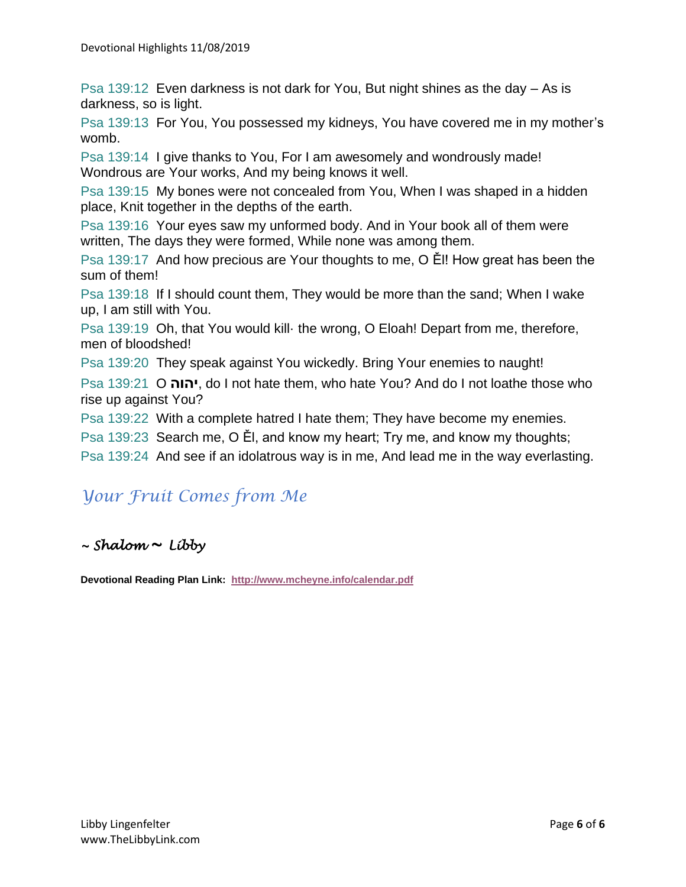Psa 139:12 Even darkness is not dark for You, But night shines as the day – As is darkness, so is light.

Psa 139:13 For You, You possessed my kidneys, You have covered me in my mother's womb.

Psa 139:14 I give thanks to You, For I am awesomely and wondrously made! Wondrous are Your works, And my being knows it well.

Psa 139:15 My bones were not concealed from You, When I was shaped in a hidden place, Knit together in the depths of the earth.

Psa 139:16 Your eyes saw my unformed body. And in Your book all of them were written, The days they were formed, While none was among them.

Psa 139:17 And how precious are Your thoughts to me, O Ěl! How great has been the sum of them!

Psa 139:18 If I should count them, They would be more than the sand; When I wake up, I am still with You.

Psa 139:19 Oh, that You would kill· the wrong, O Eloah! Depart from me, therefore, men of bloodshed!

Psa 139:20 They speak against You wickedly. Bring Your enemies to naught!

Psa 139:21 O **יהוה**, do I not hate them, who hate You? And do I not loathe those who rise up against You?

Psa 139:22 With a complete hatred I hate them; They have become my enemies.

Psa 139:23 Search me, O Ěl, and know my heart; Try me, and know my thoughts;

Psa 139:24 And see if an idolatrous way is in me, And lead me in the way everlasting.

## *Your Fruit Comes from Me*

*~ Shalom ~ Libby*

**Devotional Reading Plan Link: [http://www.mcheyne.info/calendar.pdf](http://www.mcheyne.info/calendar.pdf)**